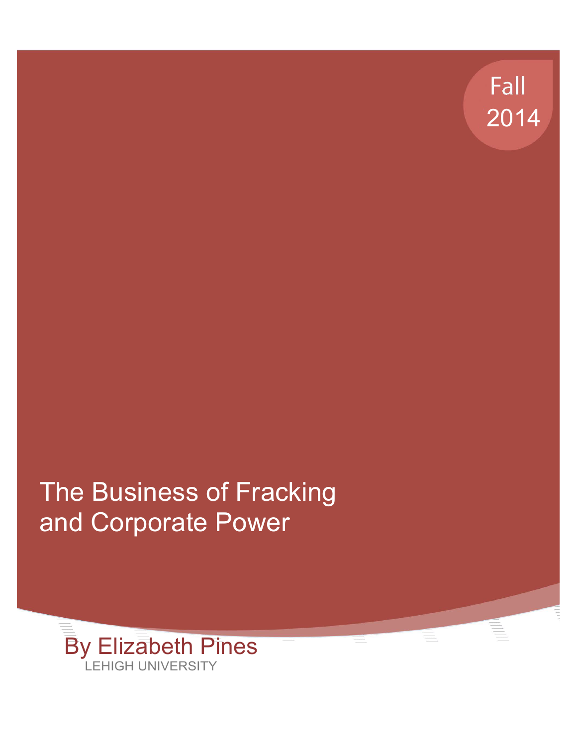Fall 2014

# The Business of Fracking and Corporate Power

By Elizabeth Pines

LEHIGH UNIVERSITY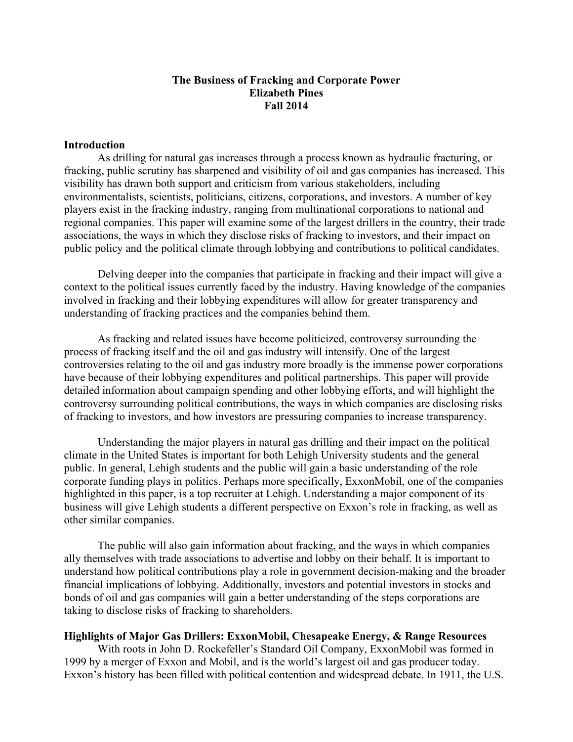**The Business of Fracking and Corporate Power**
**Elizabeth Pines**
**Fall 2014**

## Introduction

As drilling for natural gas increases through a process known as hydraulic fracturing, or fracking, public scrutiny has sharpened and visibility of oil and gas companies has increased. This visibility has drawn both support and criticism from various stakeholders, including environmentalists, scientists, politicians, citizens, corporations, and investors. A number of key players exist in the fracking industry, ranging from multinational corporations to national and regional companies. This paper will examine some of the largest drillers in the country, their trade associations, the ways in which they disclose risks of fracking to investors, and their impact on public policy and the political climate through lobbying and contributions to political candidates.

Delving deeper into the companies that participate in fracking and their impact will give a context to the political issues currently faced by the industry. Having knowledge of the companies involved in fracking and their lobbying expenditures will allow for greater transparency and understanding of fracking practices and the companies behind them.

As fracking and related issues have become politicized, controversy surrounding the process of fracking itself and the oil and gas industry will intensify. One of the largest controversies relating to the oil and gas industry more broadly is the immense power corporations have because of their lobbying expenditures and political partnerships. This paper will provide detailed information about campaign spending and other lobbying efforts, and will highlight the controversy surrounding political contributions, the ways in which companies are disclosing risks of fracking to investors, and how investors are pressuring companies to increase transparency.

Understanding the major players in natural gas drilling and their impact on the political climate in the United States is important for both Lehigh University students and the general public. In general, Lehigh students and the public will gain a basic understanding of the role corporate funding plays in politics. Perhaps more specifically, ExxonMobil, one of the companies highlighted in this paper, is a top recruiter at Lehigh. Understanding a major component of its business will give Lehigh students a different perspective on Exxon's role in fracking, as well as other similar companies.

The public will also gain information about fracking, and the ways in which companies ally themselves with trade associations to advertise and lobby on their behalf. It is important to understand how political contributions play a role in government decision-making and the broader financial implications of lobbying. Additionally, investors and potential investors in stocks and bonds of oil and gas companies will gain a better understanding of the steps corporations are taking to disclose risks of fracking to shareholders.

## Highlights of Major Gas Drillers: ExxonMobil, Chesapeake Energy, & Range Resources

With roots in John D. Rockefeller's Standard Oil Company, ExxonMobil was formed in 1999 by a merger of Exxon and Mobil, and is the world's largest oil and gas producer today. Exxon's history has been filled with political contention and widespread debate. In 1911, the U.S.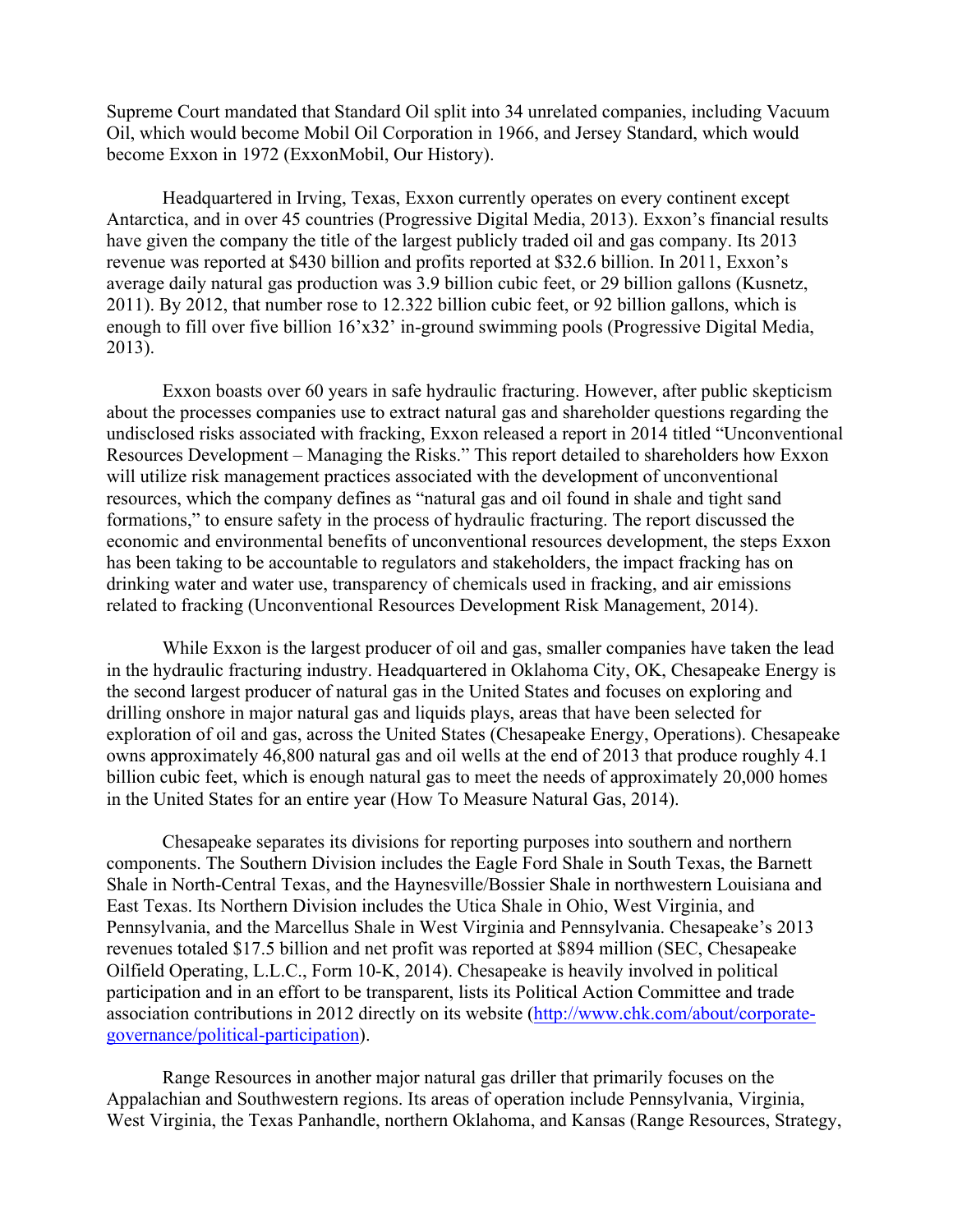Supreme Court mandated that Standard Oil split into 34 unrelated companies, including Vacuum Oil, which would become Mobil Oil Corporation in 1966, and Jersey Standard, which would become Exxon in 1972 (ExxonMobil, Our History).

Headquartered in Irving, Texas, Exxon currently operates on every continent except Antarctica, and in over 45 countries (Progressive Digital Media, 2013). Exxon's financial results have given the company the title of the largest publicly traded oil and gas company. Its 2013 revenue was reported at $430 billion and profits reported at $32.6 billion. In 2011, Exxon's average daily natural gas production was 3.9 billion cubic feet, or 29 billion gallons (Kusnetz, 2011). By 2012, that number rose to 12.322 billion cubic feet, or 92 billion gallons, which is enough to fill over five billion 16'x32' in-ground swimming pools (Progressive Digital Media, 2013).

Exxon boasts over 60 years in safe hydraulic fracturing. However, after public skepticism about the processes companies use to extract natural gas and shareholder questions regarding the undisclosed risks associated with fracking, Exxon released a report in 2014 titled "Unconventional Resources Development – Managing the Risks." This report detailed to shareholders how Exxon will utilize risk management practices associated with the development of unconventional resources, which the company defines as "natural gas and oil found in shale and tight sand formations," to ensure safety in the process of hydraulic fracturing. The report discussed the economic and environmental benefits of unconventional resources development, the steps Exxon has been taking to be accountable to regulators and stakeholders, the impact fracking has on drinking water and water use, transparency of chemicals used in fracking, and air emissions related to fracking (Unconventional Resources Development Risk Management, 2014).

While Exxon is the largest producer of oil and gas, smaller companies have taken the lead in the hydraulic fracturing industry. Headquartered in Oklahoma City, OK, Chesapeake Energy is the second largest producer of natural gas in the United States and focuses on exploring and drilling onshore in major natural gas and liquids plays, areas that have been selected for exploration of oil and gas, across the United States (Chesapeake Energy, Operations). Chesapeake owns approximately 46,800 natural gas and oil wells at the end of 2013 that produce roughly 4.1 billion cubic feet, which is enough natural gas to meet the needs of approximately 20,000 homes in the United States for an entire year (How To Measure Natural Gas, 2014).

Chesapeake separates its divisions for reporting purposes into southern and northern components. The Southern Division includes the Eagle Ford Shale in South Texas, the Barnett Shale in North-Central Texas, and the Haynesville/Bossier Shale in northwestern Louisiana and East Texas. Its Northern Division includes the Utica Shale in Ohio, West Virginia, and Pennsylvania, and the Marcellus Shale in West Virginia and Pennsylvania. Chesapeake's 2013 revenues totaled $17.5 billion and net profit was reported at $894 million (SEC, Chesapeake Oilfield Operating, L.L.C., Form 10-K, 2014). Chesapeake is heavily involved in political participation and in an effort to be transparent, lists its Political Action Committee and trade association contributions in 2012 directly on its website (http://www.chk.com/about/corporate-governance/political-participation).

Range Resources in another major natural gas driller that primarily focuses on the Appalachian and Southwestern regions. Its areas of operation include Pennsylvania, Virginia, West Virginia, the Texas Panhandle, northern Oklahoma, and Kansas (Range Resources, Strategy,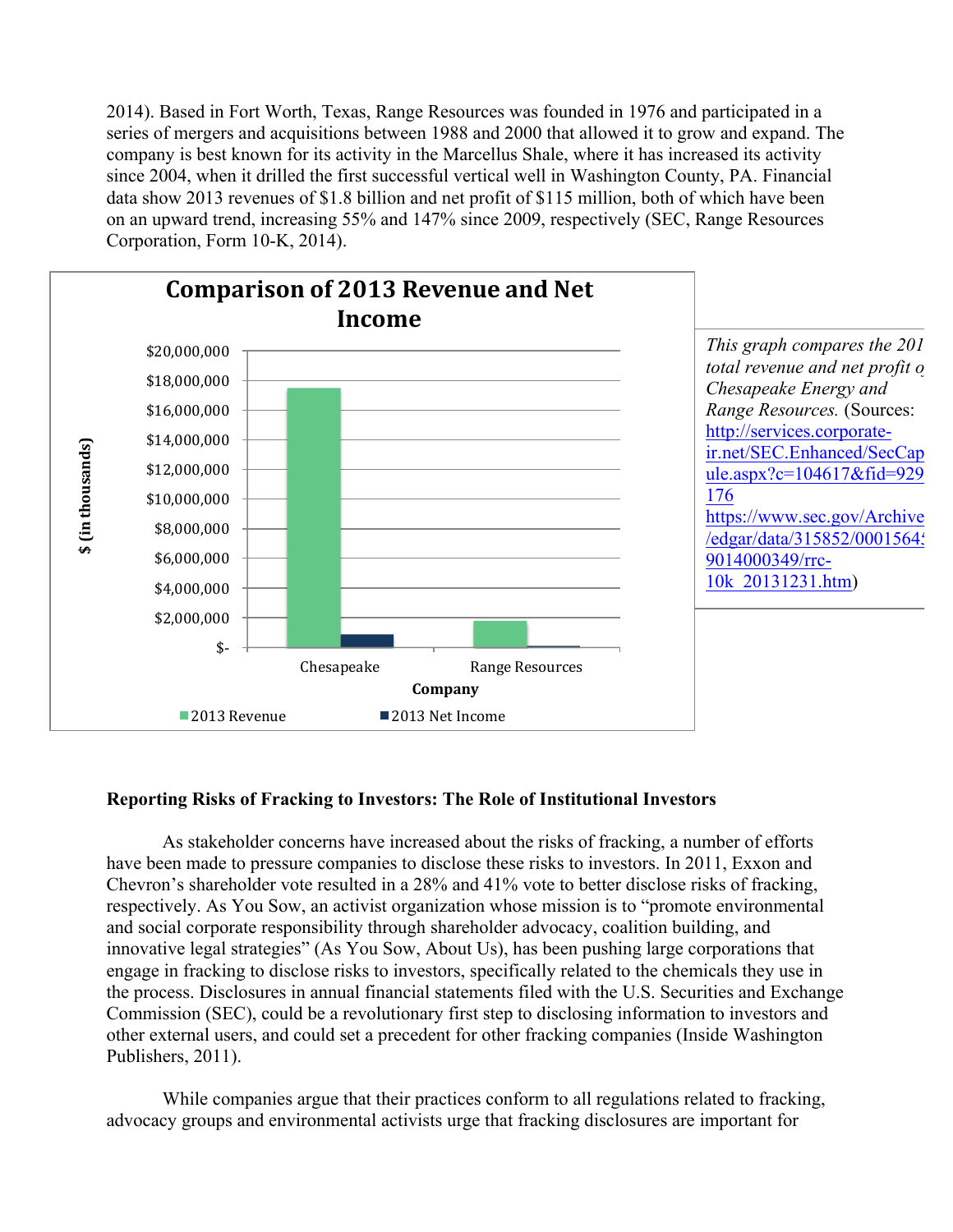2014). Based in Fort Worth, Texas, Range Resources was founded in 1976 and participated in a series of mergers and acquisitions between 1988 and 2000 that allowed it to grow and expand. The company is best known for its activity in the Marcellus Shale, where it has increased its activity since 2004, when it drilled the first successful vertical well in Washington County, PA. Financial data show 2013 revenues of $1.8 billion and net profit of $115 million, both of which have been on an upward trend, increasing 55% and 147% since 2009, respectively (SEC, Range Resources Corporation, Form 10-K, 2014).

**Comparison of 2013 Revenue and Net Income**

*This graph compares the 201 total revenue and net profit o Chesapeake Energy and Range Resources.* (Sources: http://services.corporate-ir.net/SEC.Enhanced/SecCapule.aspx?c=104617&fid=929176 https://www.sec.gov/Archive/edgar/data/315852/00015645 9014000349/rrc-10k_20131231.htm)

## Reporting Risks of Fracking to Investors: The Role of Institutional Investors

As stakeholder concerns have increased about the risks of fracking, a number of efforts have been made to pressure companies to disclose these risks to investors. In 2011, Exxon and Chevron's shareholder vote resulted in a 28% and 41% vote to better disclose risks of fracking, respectively. As You Sow, an activist organization whose mission is to "promote environmental and social corporate responsibility through shareholder advocacy, coalition building, and innovative legal strategies" (As You Sow, About Us), has been pushing large corporations that engage in fracking to disclose risks to investors, specifically related to the chemicals they use in the process. Disclosures in annual financial statements filed with the U.S. Securities and Exchange Commission (SEC), could be a revolutionary first step to disclosing information to investors and other external users, and could set a precedent for other fracking companies (Inside Washington Publishers, 2011).

While companies argue that their practices conform to all regulations related to fracking, advocacy groups and environmental activists urge that fracking disclosures are important for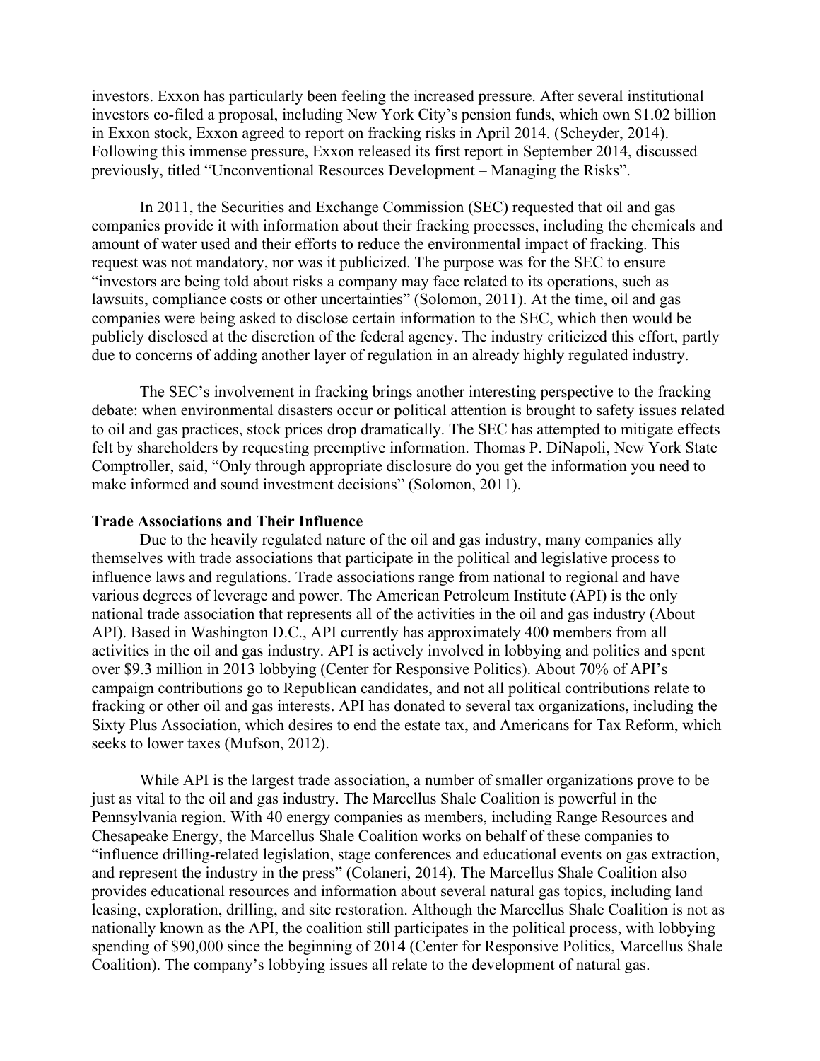investors. Exxon has particularly been feeling the increased pressure. After several institutional investors co-filed a proposal, including New York City's pension funds, which own $1.02 billion in Exxon stock, Exxon agreed to report on fracking risks in April 2014. (Scheyder, 2014). Following this immense pressure, Exxon released its first report in September 2014, discussed previously, titled "Unconventional Resources Development – Managing the Risks".

In 2011, the Securities and Exchange Commission (SEC) requested that oil and gas companies provide it with information about their fracking processes, including the chemicals and amount of water used and their efforts to reduce the environmental impact of fracking. This request was not mandatory, nor was it publicized. The purpose was for the SEC to ensure "investors are being told about risks a company may face related to its operations, such as lawsuits, compliance costs or other uncertainties" (Solomon, 2011). At the time, oil and gas companies were being asked to disclose certain information to the SEC, which then would be publicly disclosed at the discretion of the federal agency. The industry criticized this effort, partly due to concerns of adding another layer of regulation in an already highly regulated industry.

The SEC's involvement in fracking brings another interesting perspective to the fracking debate: when environmental disasters occur or political attention is brought to safety issues related to oil and gas practices, stock prices drop dramatically. The SEC has attempted to mitigate effects felt by shareholders by requesting preemptive information. Thomas P. DiNapoli, New York State Comptroller, said, "Only through appropriate disclosure do you get the information you need to make informed and sound investment decisions" (Solomon, 2011).

**Trade Associations and Their Influence**

Due to the heavily regulated nature of the oil and gas industry, many companies ally themselves with trade associations that participate in the political and legislative process to influence laws and regulations. Trade associations range from national to regional and have various degrees of leverage and power. The American Petroleum Institute (API) is the only national trade association that represents all of the activities in the oil and gas industry (About API). Based in Washington D.C., API currently has approximately 400 members from all activities in the oil and gas industry. API is actively involved in lobbying and politics and spent over $9.3 million in 2013 lobbying (Center for Responsive Politics). About 70% of API's campaign contributions go to Republican candidates, and not all political contributions relate to fracking or other oil and gas interests. API has donated to several tax organizations, including the Sixty Plus Association, which desires to end the estate tax, and Americans for Tax Reform, which seeks to lower taxes (Mufson, 2012).

While API is the largest trade association, a number of smaller organizations prove to be just as vital to the oil and gas industry. The Marcellus Shale Coalition is powerful in the Pennsylvania region. With 40 energy companies as members, including Range Resources and Chesapeake Energy, the Marcellus Shale Coalition works on behalf of these companies to "influence drilling-related legislation, stage conferences and educational events on gas extraction, and represent the industry in the press" (Colaneri, 2014). The Marcellus Shale Coalition also provides educational resources and information about several natural gas topics, including land leasing, exploration, drilling, and site restoration. Although the Marcellus Shale Coalition is not as nationally known as the API, the coalition still participates in the political process, with lobbying spending of $90,000 since the beginning of 2014 (Center for Responsive Politics, Marcellus Shale Coalition). The company's lobbying issues all relate to the development of natural gas.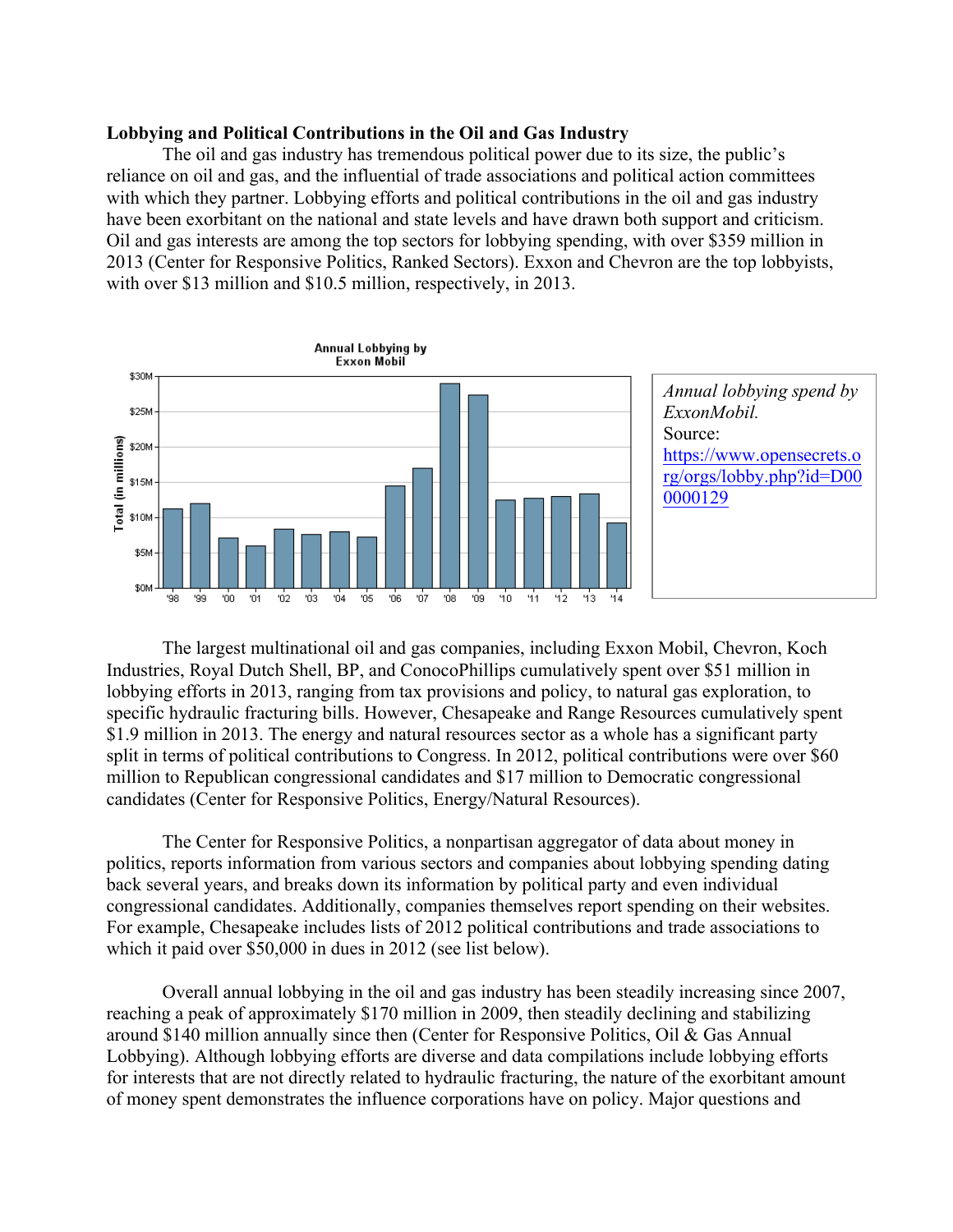**Lobbying and Political Contributions in the Oil and Gas Industry**

The oil and gas industry has tremendous political power due to its size, the public's reliance on oil and gas, and the influential of trade associations and political action committees with which they partner. Lobbying efforts and political contributions in the oil and gas industry have been exorbitant on the national and state levels and have drawn both support and criticism. Oil and gas interests are among the top sectors for lobbying spending, with over $359 million in 2013 (Center for Responsive Politics, Ranked Sectors). Exxon and Chevron are the top lobbyists, with over $13 million and $10.5 million, respectively, in 2013.

*Annual lobbying spend by ExxonMobil.*
Source: [https://www.opensecrets.org/orgs/lobby.php?id=D000000129](https://www.opensecrets.org/orgs/lobby.php?id=D000000129)

The largest multinational oil and gas companies, including Exxon Mobil, Chevron, Koch Industries, Royal Dutch Shell, BP, and ConocoPhillips cumulatively spent over $51 million in lobbying efforts in 2013, ranging from tax provisions and policy, to natural gas exploration, to specific hydraulic fracturing bills. However, Chesapeake and Range Resources cumulatively spent $1.9 million in 2013. The energy and natural resources sector as a whole has a significant party split in terms of political contributions to Congress. In 2012, political contributions were over $60 million to Republican congressional candidates and $17 million to Democratic congressional candidates (Center for Responsive Politics, Energy/Natural Resources).

The Center for Responsive Politics, a nonpartisan aggregator of data about money in politics, reports information from various sectors and companies about lobbying spending dating back several years, and breaks down its information by political party and even individual congressional candidates. Additionally, companies themselves report spending on their websites. For example, Chesapeake includes lists of 2012 political contributions and trade associations to which it paid over $50,000 in dues in 2012 (see list below).

Overall annual lobbying in the oil and gas industry has been steadily increasing since 2007, reaching a peak of approximately $170 million in 2009, then steadily declining and stabilizing around $140 million annually since then (Center for Responsive Politics, Oil & Gas Annual Lobbying). Although lobbying efforts are diverse and data compilations include lobbying efforts for interests that are not directly related to hydraulic fracturing, the nature of the exorbitant amount of money spent demonstrates the influence corporations have on policy. Major questions and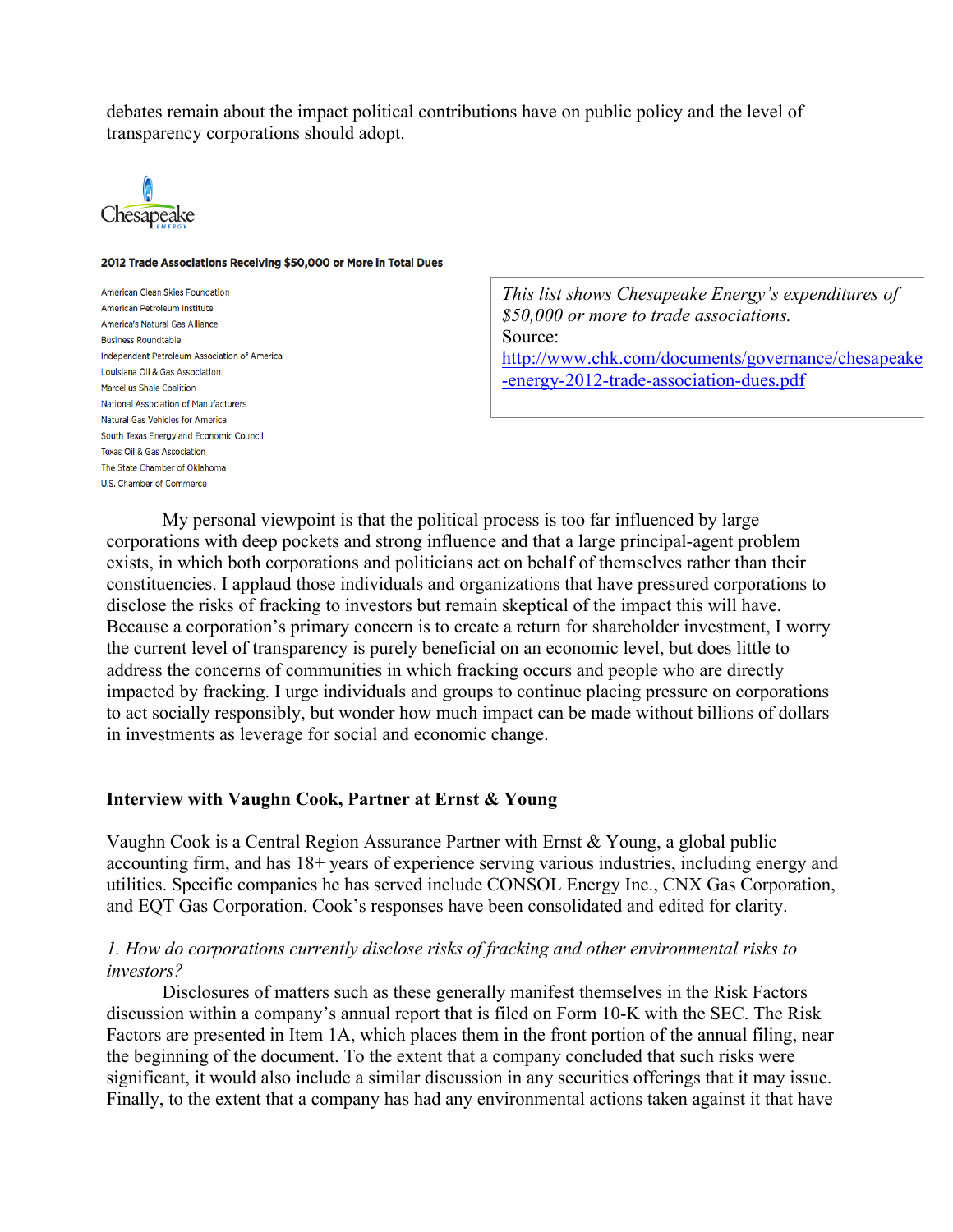debates remain about the impact political contributions have on public policy and the level of transparency corporations should adopt.

Chesapeake Energy

**2012 Trade Associations Receiving $50,000 or More in Total Dues**

- American Clean Skies Foundation
- American Petroleum Institute
- America's Natural Gas Alliance
- Business Roundtable
- Independent Petroleum Association of America
- Louisiana Oil & Gas Association
- Marcellus Shale Coalition
- National Association of Manufacturers
- Natural Gas Vehicles for America
- South Texas Energy and Economic Council
- Texas Oil & Gas Association
- The State Chamber of Oklahoma
- U.S. Chamber of Commerce

*This list shows Chesapeake Energy's expenditures of $50,000 or more to trade associations.*
Source: http://www.chk.com/documents/governance/chesapeake-energy-2012-trade-association-dues.pdf

My personal viewpoint is that the political process is too far influenced by large corporations with deep pockets and strong influence and that a large principal-agent problem exists, in which both corporations and politicians act on behalf of themselves rather than their constituencies. I applaud those individuals and organizations that have pressured corporations to disclose the risks of fracking to investors but remain skeptical of the impact this will have. Because a corporation's primary concern is to create a return for shareholder investment, I worry the current level of transparency is purely beneficial on an economic level, but does little to address the concerns of communities in which fracking occurs and people who are directly impacted by fracking. I urge individuals and groups to continue placing pressure on corporations to act socially responsibly, but wonder how much impact can be made without billions of dollars in investments as leverage for social and economic change.

## Interview with Vaughn Cook, Partner at Ernst & Young

Vaughn Cook is a Central Region Assurance Partner with Ernst & Young, a global public accounting firm, and has 18+ years of experience serving various industries, including energy and utilities. Specific companies he has served include CONSOL Energy Inc., CNX Gas Corporation, and EQT Gas Corporation. Cook's responses have been consolidated and edited for clarity.

*1. How do corporations currently disclose risks of fracking and other environmental risks to investors?*

Disclosures of matters such as these generally manifest themselves in the Risk Factors discussion within a company's annual report that is filed on Form 10-K with the SEC. The Risk Factors are presented in Item 1A, which places them in the front portion of the annual filing, near the beginning of the document. To the extent that a company concluded that such risks were significant, it would also include a similar discussion in any securities offerings that it may issue. Finally, to the extent that a company has had any environmental actions taken against it that have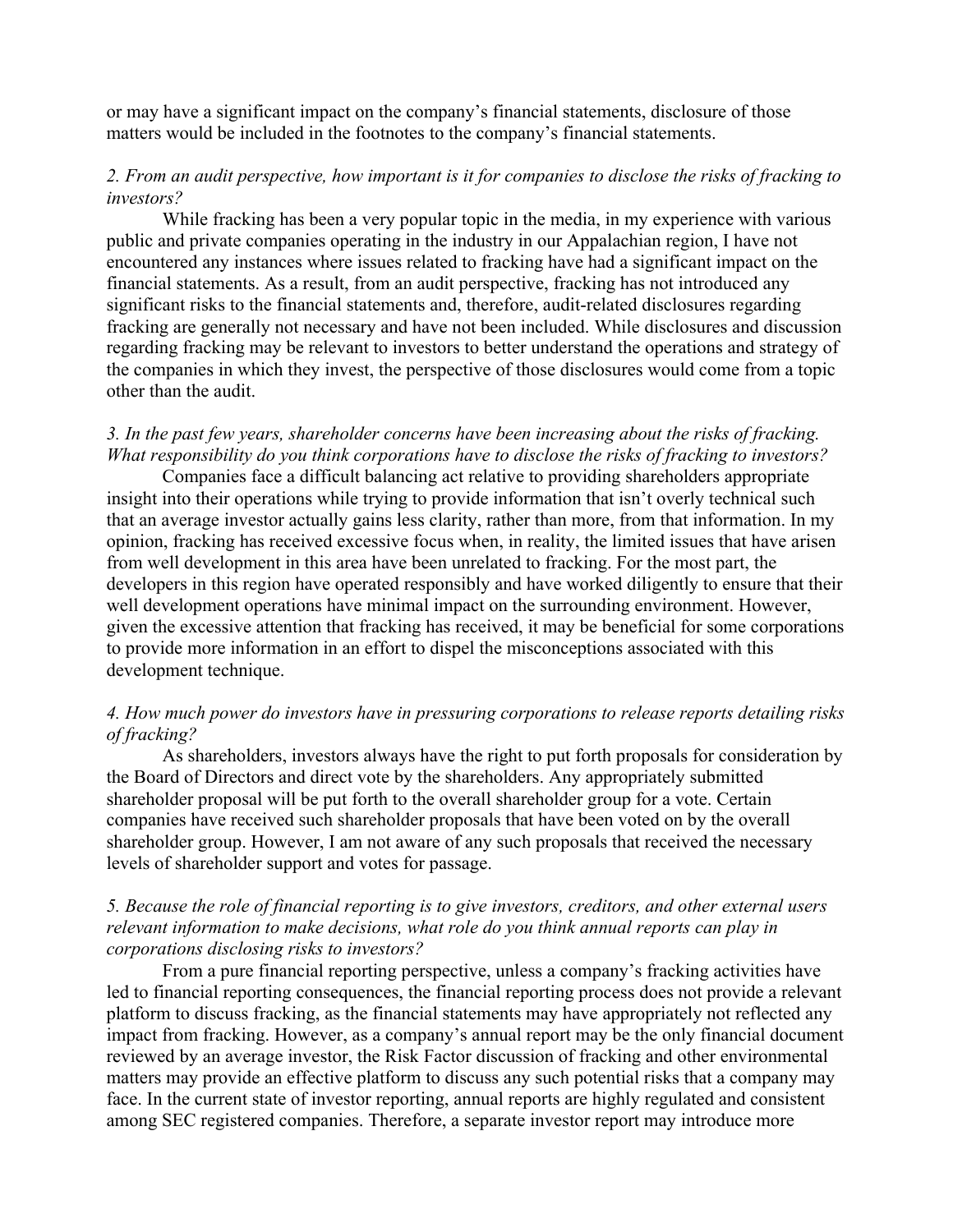or may have a significant impact on the company's financial statements, disclosure of those matters would be included in the footnotes to the company's financial statements.

*2. From an audit perspective, how important is it for companies to disclose the risks of fracking to investors?*

While fracking has been a very popular topic in the media, in my experience with various public and private companies operating in the industry in our Appalachian region, I have not encountered any instances where issues related to fracking have had a significant impact on the financial statements. As a result, from an audit perspective, fracking has not introduced any significant risks to the financial statements and, therefore, audit-related disclosures regarding fracking are generally not necessary and have not been included. While disclosures and discussion regarding fracking may be relevant to investors to better understand the operations and strategy of the companies in which they invest, the perspective of those disclosures would come from a topic other than the audit.

*3. In the past few years, shareholder concerns have been increasing about the risks of fracking. What responsibility do you think corporations have to disclose the risks of fracking to investors?*

Companies face a difficult balancing act relative to providing shareholders appropriate insight into their operations while trying to provide information that isn't overly technical such that an average investor actually gains less clarity, rather than more, from that information. In my opinion, fracking has received excessive focus when, in reality, the limited issues that have arisen from well development in this area have been unrelated to fracking. For the most part, the developers in this region have operated responsibly and have worked diligently to ensure that their well development operations have minimal impact on the surrounding environment. However, given the excessive attention that fracking has received, it may be beneficial for some corporations to provide more information in an effort to dispel the misconceptions associated with this development technique.

*4. How much power do investors have in pressuring corporations to release reports detailing risks of fracking?*

As shareholders, investors always have the right to put forth proposals for consideration by the Board of Directors and direct vote by the shareholders. Any appropriately submitted shareholder proposal will be put forth to the overall shareholder group for a vote. Certain companies have received such shareholder proposals that have been voted on by the overall shareholder group. However, I am not aware of any such proposals that received the necessary levels of shareholder support and votes for passage.

*5. Because the role of financial reporting is to give investors, creditors, and other external users relevant information to make decisions, what role do you think annual reports can play in corporations disclosing risks to investors?*

From a pure financial reporting perspective, unless a company's fracking activities have led to financial reporting consequences, the financial reporting process does not provide a relevant platform to discuss fracking, as the financial statements may have appropriately not reflected any impact from fracking. However, as a company's annual report may be the only financial document reviewed by an average investor, the Risk Factor discussion of fracking and other environmental matters may provide an effective platform to discuss any such potential risks that a company may face. In the current state of investor reporting, annual reports are highly regulated and consistent among SEC registered companies. Therefore, a separate investor report may introduce more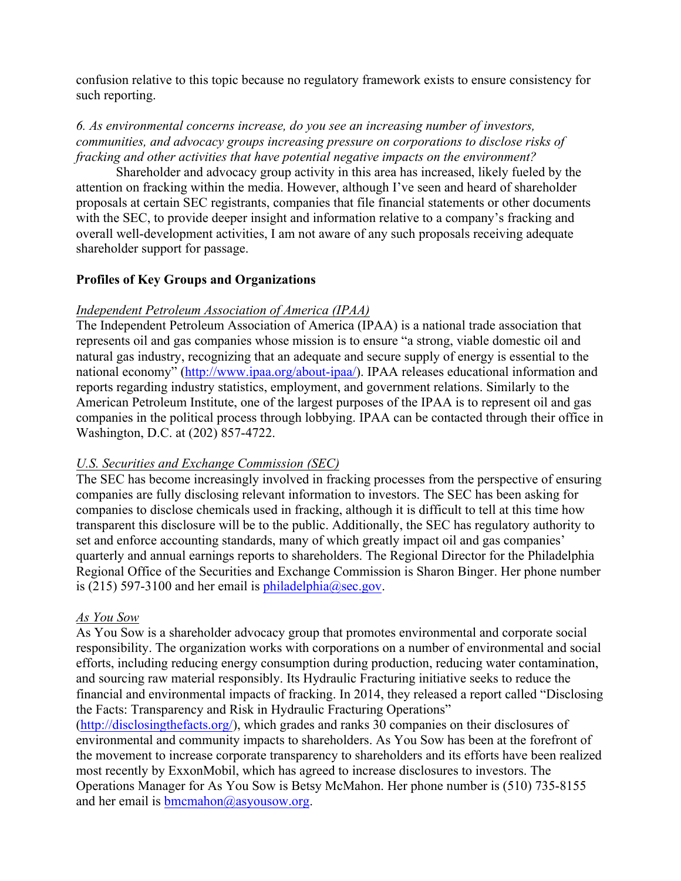confusion relative to this topic because no regulatory framework exists to ensure consistency for such reporting.

*6. As environmental concerns increase, do you see an increasing number of investors, communities, and advocacy groups increasing pressure on corporations to disclose risks of fracking and other activities that have potential negative impacts on the environment?*

Shareholder and advocacy group activity in this area has increased, likely fueled by the attention on fracking within the media. However, although I've seen and heard of shareholder proposals at certain SEC registrants, companies that file financial statements or other documents with the SEC, to provide deeper insight and information relative to a company's fracking and overall well-development activities, I am not aware of any such proposals receiving adequate shareholder support for passage.

**Profiles of Key Groups and Organizations**

*Independent Petroleum Association of America (IPAA)*

The Independent Petroleum Association of America (IPAA) is a national trade association that represents oil and gas companies whose mission is to ensure "a strong, viable domestic oil and natural gas industry, recognizing that an adequate and secure supply of energy is essential to the national economy" (http://www.ipaa.org/about-ipaa/). IPAA releases educational information and reports regarding industry statistics, employment, and government relations. Similarly to the American Petroleum Institute, one of the largest purposes of the IPAA is to represent oil and gas companies in the political process through lobbying. IPAA can be contacted through their office in Washington, D.C. at (202) 857-4722.

*U.S. Securities and Exchange Commission (SEC)*

The SEC has become increasingly involved in fracking processes from the perspective of ensuring companies are fully disclosing relevant information to investors. The SEC has been asking for companies to disclose chemicals used in fracking, although it is difficult to tell at this time how transparent this disclosure will be to the public. Additionally, the SEC has regulatory authority to set and enforce accounting standards, many of which greatly impact oil and gas companies' quarterly and annual earnings reports to shareholders. The Regional Director for the Philadelphia Regional Office of the Securities and Exchange Commission is Sharon Binger. Her phone number is (215) 597-3100 and her email is philadelphia@sec.gov.

*As You Sow*

As You Sow is a shareholder advocacy group that promotes environmental and corporate social responsibility. The organization works with corporations on a number of environmental and social efforts, including reducing energy consumption during production, reducing water contamination, and sourcing raw material responsibly. Its Hydraulic Fracturing initiative seeks to reduce the financial and environmental impacts of fracking. In 2014, they released a report called "Disclosing the Facts: Transparency and Risk in Hydraulic Fracturing Operations" (http://disclosingthefacts.org/), which grades and ranks 30 companies on their disclosures of environmental and community impacts to shareholders. As You Sow has been at the forefront of the movement to increase corporate transparency to shareholders and its efforts have been realized most recently by ExxonMobil, which has agreed to increase disclosures to investors. The Operations Manager for As You Sow is Betsy McMahon. Her phone number is (510) 735-8155 and her email is bmcmahon@asyousow.org.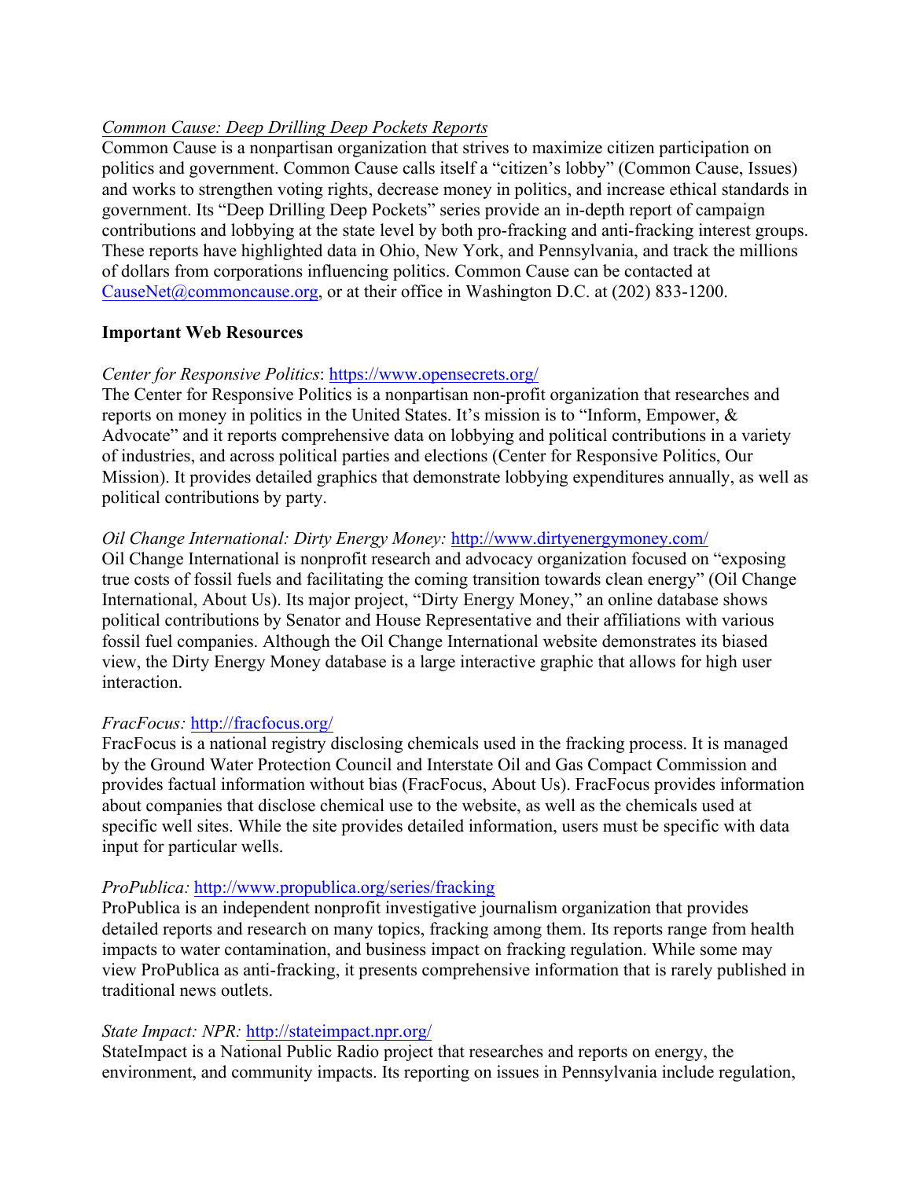*Common Cause: Deep Drilling Deep Pockets Reports*
Common Cause is a nonpartisan organization that strives to maximize citizen participation on politics and government. Common Cause calls itself a "citizen's lobby" (Common Cause, Issues) and works to strengthen voting rights, decrease money in politics, and increase ethical standards in government. Its "Deep Drilling Deep Pockets" series provide an in-depth report of campaign contributions and lobbying at the state level by both pro-fracking and anti-fracking interest groups. These reports have highlighted data in Ohio, New York, and Pennsylvania, and track the millions of dollars from corporations influencing politics. Common Cause can be contacted at CauseNet@commoncause.org, or at their office in Washington D.C. at (202) 833-1200.

**Important Web Resources**

*Center for Responsive Politics*: https://www.opensecrets.org/
The Center for Responsive Politics is a nonpartisan non-profit organization that researches and reports on money in politics in the United States. It's mission is to "Inform, Empower, & Advocate" and it reports comprehensive data on lobbying and political contributions in a variety of industries, and across political parties and elections (Center for Responsive Politics, Our Mission). It provides detailed graphics that demonstrate lobbying expenditures annually, as well as political contributions by party.

*Oil Change International: Dirty Energy Money:* http://www.dirtyenergymoney.com/
Oil Change International is nonprofit research and advocacy organization focused on "exposing true costs of fossil fuels and facilitating the coming transition towards clean energy" (Oil Change International, About Us). Its major project, "Dirty Energy Money," an online database shows political contributions by Senator and House Representative and their affiliations with various fossil fuel companies. Although the Oil Change International website demonstrates its biased view, the Dirty Energy Money database is a large interactive graphic that allows for high user interaction.

*FracFocus:* http://fracfocus.org/
FracFocus is a national registry disclosing chemicals used in the fracking process. It is managed by the Ground Water Protection Council and Interstate Oil and Gas Compact Commission and provides factual information without bias (FracFocus, About Us). FracFocus provides information about companies that disclose chemical use to the website, as well as the chemicals used at specific well sites. While the site provides detailed information, users must be specific with data input for particular wells.

*ProPublica:* http://www.propublica.org/series/fracking
ProPublica is an independent nonprofit investigative journalism organization that provides detailed reports and research on many topics, fracking among them. Its reports range from health impacts to water contamination, and business impact on fracking regulation. While some may view ProPublica as anti-fracking, it presents comprehensive information that is rarely published in traditional news outlets.

*State Impact: NPR:* http://stateimpact.npr.org/
StateImpact is a National Public Radio project that researches and reports on energy, the environment, and community impacts. Its reporting on issues in Pennsylvania include regulation,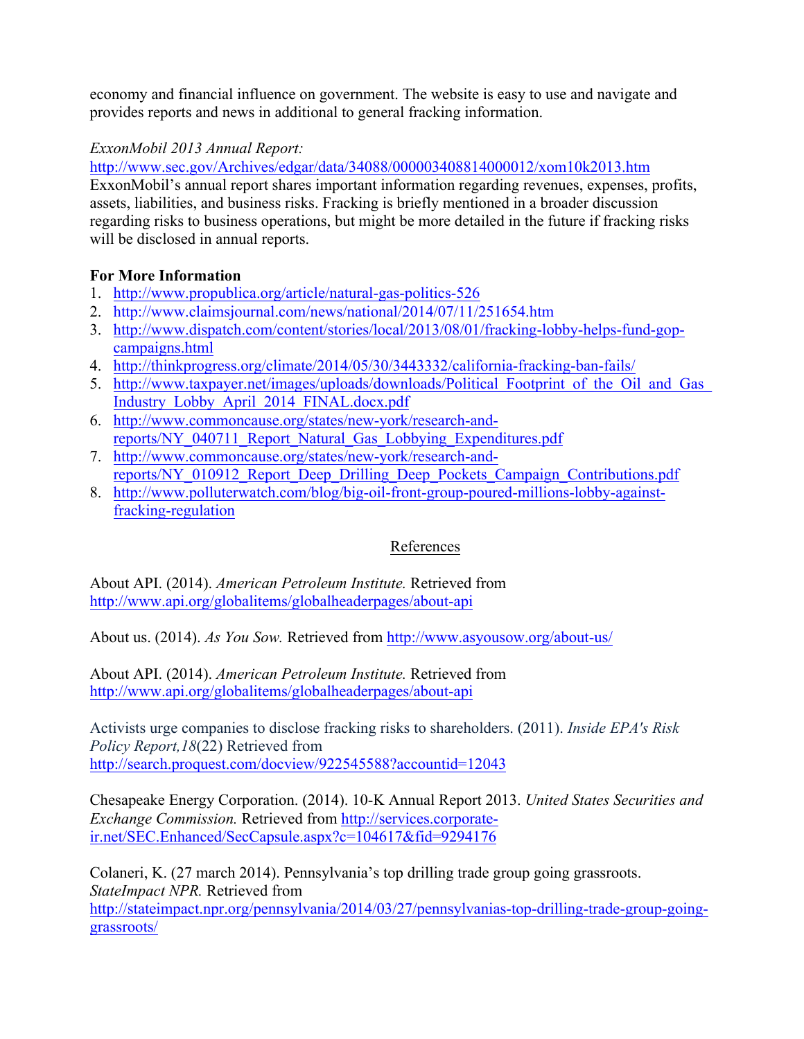economy and financial influence on government. The website is easy to use and navigate and provides reports and news in additional to general fracking information.

*ExxonMobil 2013 Annual Report:*
http://www.sec.gov/Archives/edgar/data/34088/000003408814000012/xom10k2013.htm
ExxonMobil's annual report shares important information regarding revenues, expenses, profits, assets, liabilities, and business risks. Fracking is briefly mentioned in a broader discussion regarding risks to business operations, but might be more detailed in the future if fracking risks will be disclosed in annual reports.

**For More Information**

1. http://www.propublica.org/article/natural-gas-politics-526
2. http://www.claimsjournal.com/news/national/2014/07/11/251654.htm
3. http://www.dispatch.com/content/stories/local/2013/08/01/fracking-lobby-helps-fund-gop-campaigns.html
4. http://thinkprogress.org/climate/2014/05/30/3443332/california-fracking-ban-fails/
5. http://www.taxpayer.net/images/uploads/downloads/Political_Footprint_of_the_Oil_and_Gas_Industry_Lobby_April_2014_FINAL.docx.pdf
6. http://www.commoncause.org/states/new-york/research-and-reports/NY_040711_Report_Natural_Gas_Lobbying_Expenditures.pdf
7. http://www.commoncause.org/states/new-york/research-and-reports/NY_010912_Report_Deep_Drilling_Deep_Pockets_Campaign_Contributions.pdf
8. http://www.polluterwatch.com/blog/big-oil-front-group-poured-millions-lobby-against-fracking-regulation

## References

About API. (2014). *American Petroleum Institute.* Retrieved from http://www.api.org/globalitems/globalheaderpages/about-api

About us. (2014). *As You Sow.* Retrieved from http://www.asyousow.org/about-us/

About API. (2014). *American Petroleum Institute.* Retrieved from http://www.api.org/globalitems/globalheaderpages/about-api

Activists urge companies to disclose fracking risks to shareholders. (2011). *Inside EPA's Risk Policy Report,18*(22) Retrieved from http://search.proquest.com/docview/922545588?accountid=12043

Chesapeake Energy Corporation. (2014). 10-K Annual Report 2013. *United States Securities and Exchange Commission.* Retrieved from http://services.corporate-ir.net/SEC.Enhanced/SecCapsule.aspx?c=104617&fid=9294176

Colaneri, K. (27 march 2014). Pennsylvania's top drilling trade group going grassroots. *StateImpact NPR.* Retrieved from http://stateimpact.npr.org/pennsylvania/2014/03/27/pennsylvanias-top-drilling-trade-group-going-grassroots/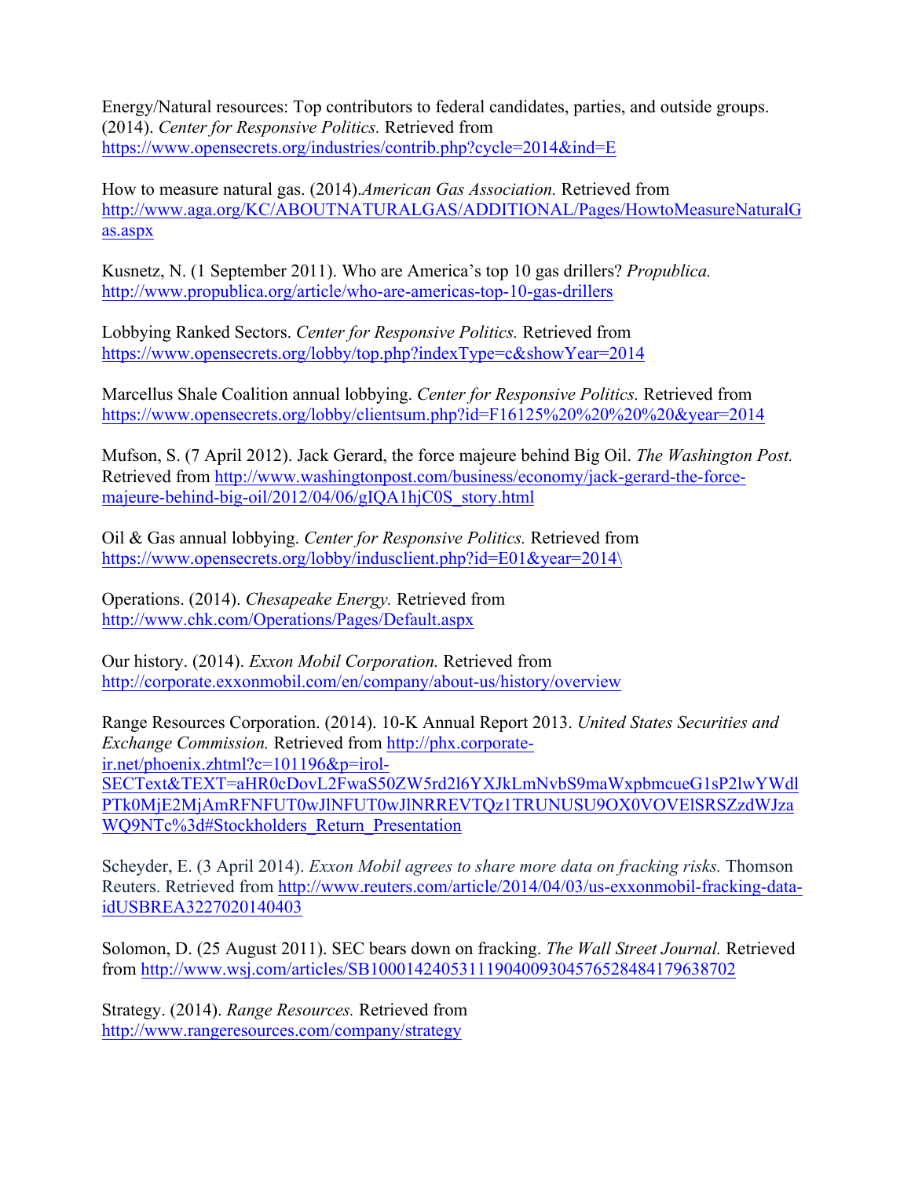Energy/Natural resources: Top contributors to federal candidates, parties, and outside groups. (2014). *Center for Responsive Politics.* Retrieved from https://www.opensecrets.org/industries/contrib.php?cycle=2014&ind=E

How to measure natural gas. (2014).*American Gas Association.* Retrieved from http://www.aga.org/KC/ABOUTNATURALGAS/ADDITIONAL/Pages/HowtoMeasureNaturalGas.aspx

Kusnetz, N. (1 September 2011). Who are America's top 10 gas drillers? *Propublica.* http://www.propublica.org/article/who-are-americas-top-10-gas-drillers

Lobbying Ranked Sectors. *Center for Responsive Politics.* Retrieved from https://www.opensecrets.org/lobby/top.php?indexType=c&showYear=2014

Marcellus Shale Coalition annual lobbying. *Center for Responsive Politics.* Retrieved from https://www.opensecrets.org/lobby/clientsum.php?id=F16125%20%20%20%20&year=2014

Mufson, S. (7 April 2012). Jack Gerard, the force majeure behind Big Oil. *The Washington Post.* Retrieved from http://www.washingtonpost.com/business/economy/jack-gerard-the-force-majeure-behind-big-oil/2012/04/06/gIQA1hjC0S_story.html

Oil & Gas annual lobbying. *Center for Responsive Politics.* Retrieved from https://www.opensecrets.org/lobby/indusclient.php?id=E01&year=2014\

Operations. (2014). *Chesapeake Energy.* Retrieved from http://www.chk.com/Operations/Pages/Default.aspx

Our history. (2014). *Exxon Mobil Corporation.* Retrieved from http://corporate.exxonmobil.com/en/company/about-us/history/overview

Range Resources Corporation. (2014). 10-K Annual Report 2013. *United States Securities and Exchange Commission.* Retrieved from http://phx.corporate-ir.net/phoenix.zhtml?c=101196&p=irol-SECText&TEXT=aHR0cDovL2FwaS50ZW5rd2l6YXJkLmNvbS9maWxpbmcueG1sP2lwYWdlPTk0MjE2MjAmRFNFUT0wJlNFUT0wJlNRREVTQz1TRUNUSU9OX0VOVElSRSZzdWJzaWQ9NTc%3d#Stockholders_Return_Presentation

Scheyder, E. (3 April 2014). *Exxon Mobil agrees to share more data on fracking risks.* Thomson Reuters. Retrieved from http://www.reuters.com/article/2014/04/03/us-exxonmobil-fracking-data-idUSBREA3227020140403

Solomon, D. (25 August 2011). SEC bears down on fracking. *The Wall Street Journal.* Retrieved from http://www.wsj.com/articles/SB10001424053111904009304576528484179638702

Strategy. (2014). *Range Resources.* Retrieved from http://www.rangeresources.com/company/strategy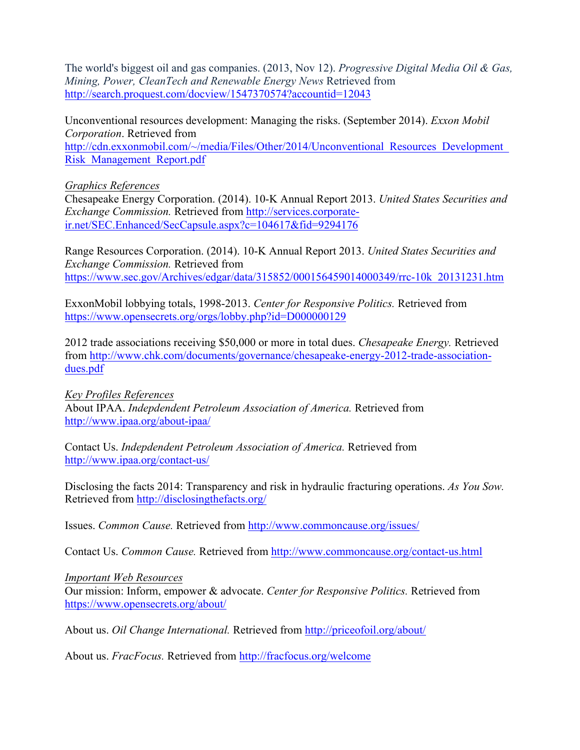The world's biggest oil and gas companies. (2013, Nov 12). *Progressive Digital Media Oil & Gas, Mining, Power, CleanTech and Renewable Energy News* Retrieved from http://search.proquest.com/docview/1547370574?accountid=12043

Unconventional resources development: Managing the risks. (September 2014). *Exxon Mobil Corporation*. Retrieved from http://cdn.exxonmobil.com/~/media/Files/Other/2014/Unconventional_Resources_Development_Risk_Management_Report.pdf

*Graphics References*

Chesapeake Energy Corporation. (2014). 10-K Annual Report 2013. *United States Securities and Exchange Commission.* Retrieved from http://services.corporate-ir.net/SEC.Enhanced/SecCapsule.aspx?c=104617&fid=9294176

Range Resources Corporation. (2014). 10-K Annual Report 2013. *United States Securities and Exchange Commission.* Retrieved from https://www.sec.gov/Archives/edgar/data/315852/000156459014000349/rrc-10k_20131231.htm

ExxonMobil lobbying totals, 1998-2013. *Center for Responsive Politics.* Retrieved from https://www.opensecrets.org/orgs/lobby.php?id=D000000129

2012 trade associations receiving $50,000 or more in total dues. *Chesapeake Energy.* Retrieved from http://www.chk.com/documents/governance/chesapeake-energy-2012-trade-association-dues.pdf

*Key Profiles References*

About IPAA. *Indepdendent Petroleum Association of America.* Retrieved from http://www.ipaa.org/about-ipaa/

Contact Us. *Indepdendent Petroleum Association of America.* Retrieved from http://www.ipaa.org/contact-us/

Disclosing the facts 2014: Transparency and risk in hydraulic fracturing operations. *As You Sow.* Retrieved from http://disclosingthefacts.org/

Issues. *Common Cause.* Retrieved from http://www.commoncause.org/issues/

Contact Us. *Common Cause.* Retrieved from http://www.commoncause.org/contact-us.html

*Important Web Resources*

Our mission: Inform, empower & advocate. *Center for Responsive Politics.* Retrieved from https://www.opensecrets.org/about/

About us. *Oil Change International.* Retrieved from http://priceofoil.org/about/

About us. *FracFocus.* Retrieved from http://fracfocus.org/welcome